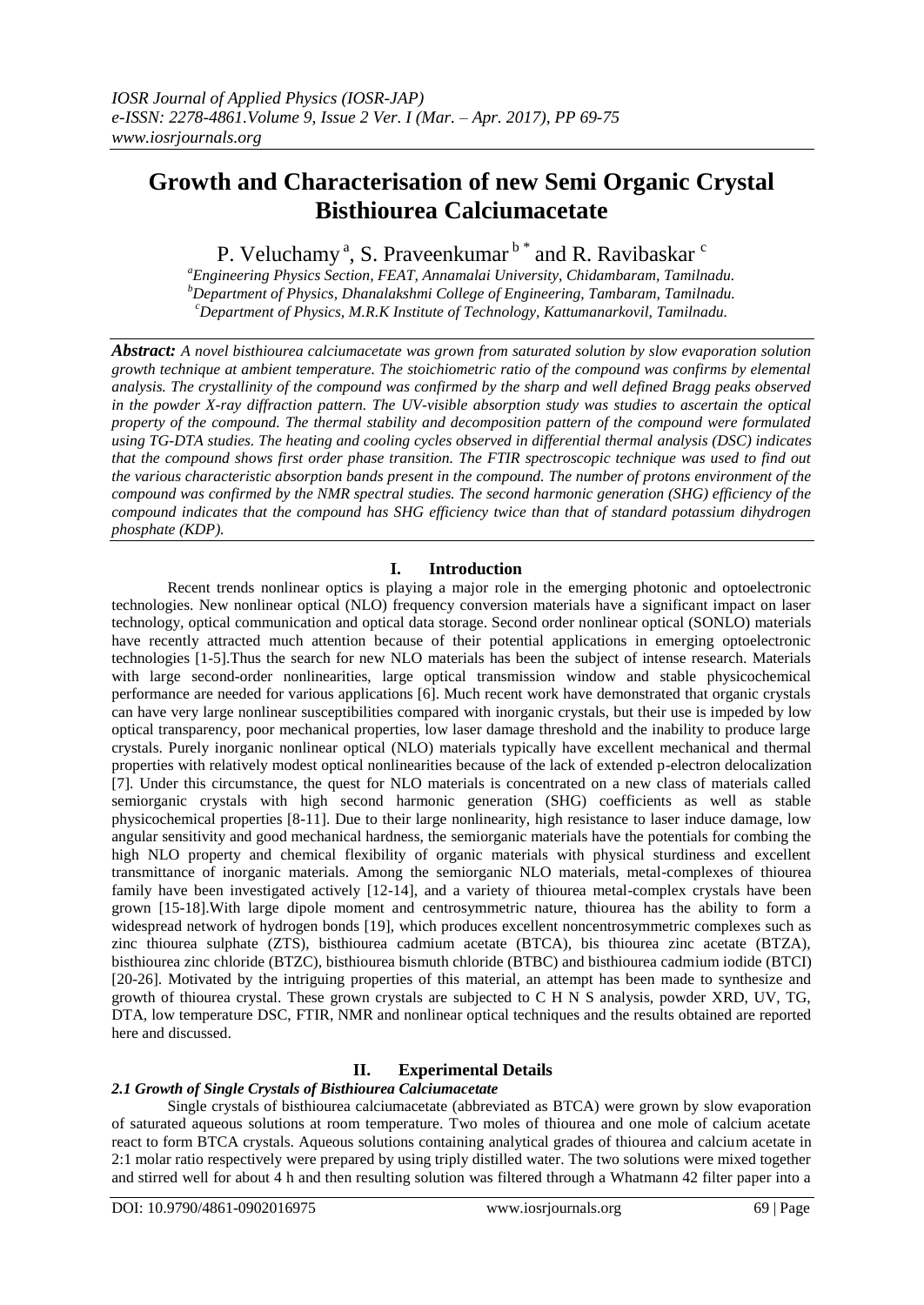# Growth and Characterisation of new Semi Organic Crystal Bisthiourea Calciumacetate

P. Veluchamy [a], S. Praveenkumar [b *] and R. Ravibaskar [c]

[a]Engineering Physics Section, FEAT, Annamalai University, Chidambaram, Tamilnadu.
[b]Department of Physics, Dhanalakshmi College of Engineering, Tambaram, Tamilnadu.
[c]Department of Physics, M.R.K Institute of Technology, Kattumanarkovil, Tamilnadu.

***Abstract:*** *A novel bisthiourea calciumacetate was grown from saturated solution by slow evaporation solution growth technique at ambient temperature. The stoichiometric ratio of the compound was confirms by elemental analysis. The crystallinity of the compound was confirmed by the sharp and well defined Bragg peaks observed in the powder X-ray diffraction pattern. The UV-visible absorption study was studies to ascertain the optical property of the compound. The thermal stability and decomposition pattern of the compound were formulated using TG-DTA studies. The heating and cooling cycles observed in differential thermal analysis (DSC) indicates that the compound shows first order phase transition. The FTIR spectroscopic technique was used to find out the various characteristic absorption bands present in the compound. The number of protons environment of the compound was confirmed by the NMR spectral studies. The second harmonic generation (SHG) efficiency of the compound indicates that the compound has SHG efficiency twice than that of standard potassium dihydrogen phosphate (KDP).*

## I. Introduction

Recent trends nonlinear optics is playing a major role in the emerging photonic and optoelectronic technologies. New nonlinear optical (NLO) frequency conversion materials have a significant impact on laser technology, optical communication and optical data storage. Second order nonlinear optical (SONLO) materials have recently attracted much attention because of their potential applications in emerging optoelectronic technologies [1-5].Thus the search for new NLO materials has been the subject of intense research. Materials with large second-order nonlinearities, large optical transmission window and stable physicochemical performance are needed for various applications [6]. Much recent work have demonstrated that organic crystals can have very large nonlinear susceptibilities compared with inorganic crystals, but their use is impeded by low optical transparency, poor mechanical properties, low laser damage threshold and the inability to produce large crystals. Purely inorganic nonlinear optical (NLO) materials typically have excellent mechanical and thermal properties with relatively modest optical nonlinearities because of the lack of extended p-electron delocalization [7]. Under this circumstance, the quest for NLO materials is concentrated on a new class of materials called semiorganic crystals with high second harmonic generation (SHG) coefficients as well as stable physicochemical properties [8-11]. Due to their large nonlinearity, high resistance to laser induce damage, low angular sensitivity and good mechanical hardness, the semiorganic materials have the potentials for combing the high NLO property and chemical flexibility of organic materials with physical sturdiness and excellent transmittance of inorganic materials. Among the semiorganic NLO materials, metal-complexes of thiourea family have been investigated actively [12-14], and a variety of thiourea metal-complex crystals have been grown [15-18].With large dipole moment and centrosymmetric nature, thiourea has the ability to form a widespread network of hydrogen bonds [19], which produces excellent noncentrosymmetric complexes such as zinc thiourea sulphate (ZTS), bisthiourea cadmium acetate (BTCA), bis thiourea zinc acetate (BTZA), bisthiourea zinc chloride (BTZC), bisthiourea bismuth chloride (BTBC) and bisthiourea cadmium iodide (BTCI) [20-26]. Motivated by the intriguing properties of this material, an attempt has been made to synthesize and growth of thiourea crystal. These grown crystals are subjected to C H N S analysis, powder XRD, UV, TG, DTA, low temperature DSC, FTIR, NMR and nonlinear optical techniques and the results obtained are reported here and discussed.

## II. Experimental Details

### *2.1 Growth of Single Crystals of Bisthiourea Calciumacetate*

Single crystals of bisthiourea calciumacetate (abbreviated as BTCA) were grown by slow evaporation of saturated aqueous solutions at room temperature. Two moles of thiourea and one mole of calcium acetate react to form BTCA crystals. Aqueous solutions containing analytical grades of thiourea and calcium acetate in 2:1 molar ratio respectively were prepared by using triply distilled water. The two solutions were mixed together and stirred well for about 4 h and then resulting solution was filtered through a Whatmann 42 filter paper into a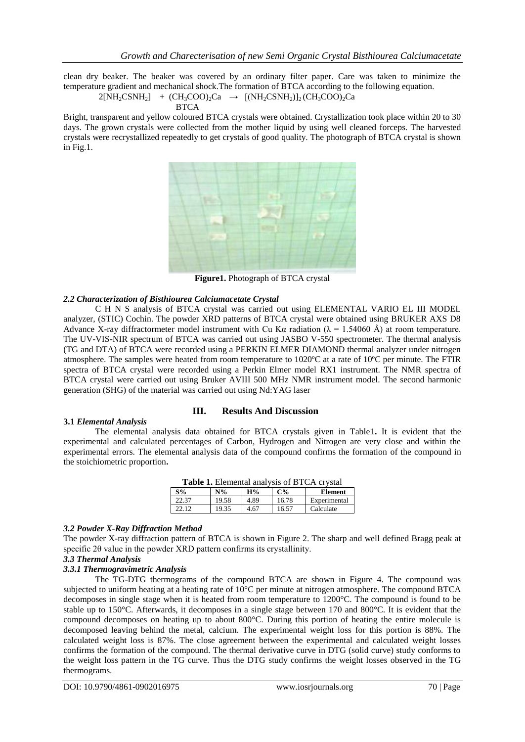clean dry beaker. The beaker was covered by an ordinary filter paper. Care was taken to minimize the temperature gradient and mechanical shock.The formation of BTCA according to the following equation.

$$2[NH_2CSNH_2] + (CH_3COO)_2Ca \rightarrow [(NH_2CSNH_2)]_2(CH_3COO)_2Ca$$

BTCA

Bright, transparent and yellow coloured BTCA crystals were obtained. Crystallization took place within 20 to 30 days. The grown crystals were collected from the mother liquid by using well cleaned forceps. The harvested crystals were recrystallized repeatedly to get crystals of good quality. The photograph of BTCA crystal is shown in Fig.1.

**Figure1.** Photograph of BTCA crystal

### *2.2 Characterization of Bisthiourea Calciumacetate Crystal*

C H N S analysis of BTCA crystal was carried out using ELEMENTAL VARIO EL III MODEL analyzer, (STIC) Cochin. The powder XRD patterns of BTCA crystal were obtained using BRUKER AXS D8 Advance X-ray diffractormeter model instrument with Cu Kα radiation (λ = 1.54060 Å) at room temperature. The UV-VIS-NIR spectrum of BTCA was carried out using JASBO V-550 spectrometer. The thermal analysis (TG and DTA) of BTCA were recorded using a PERKIN ELMER DIAMOND thermal analyzer under nitrogen atmosphere. The samples were heated from room temperature to 1020ºC at a rate of 10ºC per minute. The FTIR spectra of BTCA crystal were recorded using a Perkin Elmer model RX1 instrument. The NMR spectra of BTCA crystal were carried out using Bruker AVIII 500 MHz NMR instrument model. The second harmonic generation (SHG) of the material was carried out using Nd:YAG laser

## III. Results And Discussion

### 3.1 *Elemental Analysis*

The elemental analysis data obtained for BTCA crystals given in Table1**.** It is evident that the experimental and calculated percentages of Carbon, Hydrogen and Nitrogen are very close and within the experimental errors. The elemental analysis data of the compound confirms the formation of the compound in the stoichiometric proportion**.**

**Table 1.** Elemental analysis of BTCA crystal

| S% | N% | H% | C% | Element |
|---|---|---|---|---|
| 22.37 | 19.58 | 4.89 | 16.78 | Experimental |
| 22.12 | 19.35 | 4.67 | 16.57 | Calculate |

### *3.2 Powder X-Ray Diffraction Method*

The powder X-ray diffraction pattern of BTCA is shown in Figure 2. The sharp and well defined Bragg peak at specific 2θ value in the powder XRD pattern confirms its crystallinity.

### *3.3 Thermal Analysis*

#### *3.3.1 Thermogravimetric Analysis*

The TG-DTG thermograms of the compound BTCA are shown in Figure 4. The compound was subjected to uniform heating at a heating rate of 10°C per minute at nitrogen atmosphere. The compound BTCA decomposes in single stage when it is heated from room temperature to 1200°C. The compound is found to be stable up to 150°C. Afterwards, it decomposes in a single stage between 170 and 800°C. It is evident that the compound decomposes on heating up to about 800°C. During this portion of heating the entire molecule is decomposed leaving behind the metal, calcium. The experimental weight loss for this portion is 88%. The calculated weight loss is 87%. The close agreement between the experimental and calculated weight losses confirms the formation of the compound. The thermal derivative curve in DTG (solid curve) study conforms to the weight loss pattern in the TG curve. Thus the DTG study confirms the weight losses observed in the TG thermograms.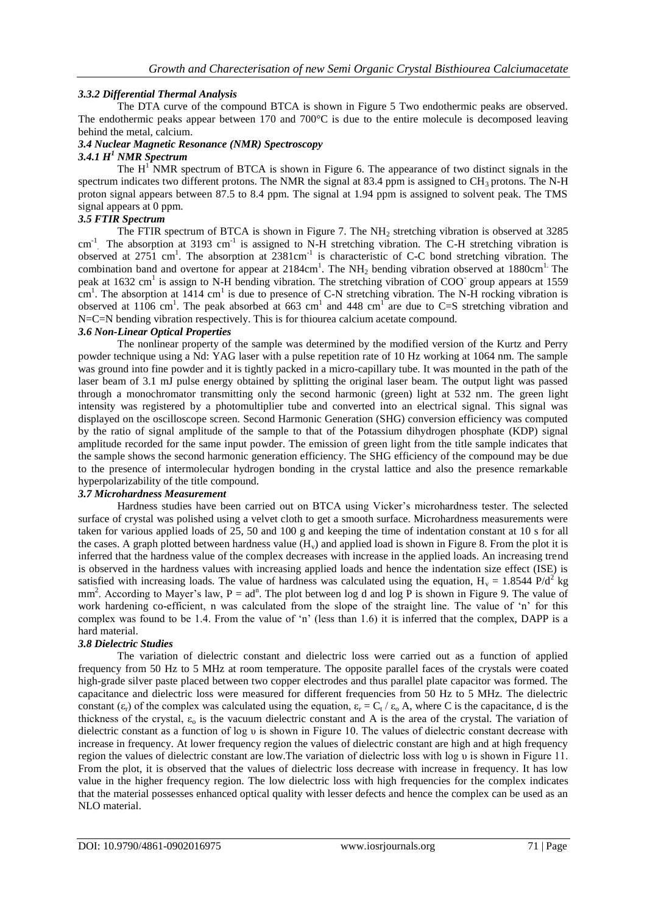### *3.3.2 Differential Thermal Analysis*

The DTA curve of the compound BTCA is shown in Figure 5 Two endothermic peaks are observed. The endothermic peaks appear between 170 and 700°C is due to the entire molecule is decomposed leaving behind the metal, calcium.

### *3.4 Nuclear Magnetic Resonance (NMR) Spectroscopy*

### *3.4.1 $H^1$ NMR Spectrum*

The $H^1$ NMR spectrum of BTCA is shown in Figure 6. The appearance of two distinct signals in the spectrum indicates two different protons. The NMR the signal at 83.4 ppm is assigned to $CH_3$ protons. The N-H proton signal appears between 87.5 to 8.4 ppm. The signal at 1.94 ppm is assigned to solvent peak. The TMS signal appears at 0 ppm.

### *3.5 FTIR Spectrum*

The FTIR spectrum of BTCA is shown in Figure 7. The $NH_2$ stretching vibration is observed at 3285 $cm^{-1}$. The absorption at 3193 $cm^{-1}$ is assigned to N-H stretching vibration. The C-H stretching vibration is observed at 2751 $cm^1$. The absorption at 2381$cm^{-1}$ is characteristic of C-C bond stretching vibration. The combination band and overtone for appear at 2184$cm^1$. The $NH_2$ bending vibration observed at 1880$cm^1$. The peak at 1632 $cm^1$ is assign to N-H bending vibration. The stretching vibration of $COO^-$ group appears at 1559 $cm^1$. The absorption at 1414 $cm^1$ is due to presence of C-N stretching vibration. The N-H rocking vibration is observed at 1106 $cm^1$. The peak absorbed at 663 $cm^1$ and 448 $cm^1$ are due to C=S stretching vibration and N=C=N bending vibration respectively. This is for thiourea calcium acetate compound.

### *3.6 Non-Linear Optical Properties*

The nonlinear property of the sample was determined by the modified version of the Kurtz and Perry powder technique using a Nd: YAG laser with a pulse repetition rate of 10 Hz working at 1064 nm. The sample was ground into fine powder and it is tightly packed in a micro-capillary tube. It was mounted in the path of the laser beam of 3.1 mJ pulse energy obtained by splitting the original laser beam. The output light was passed through a monochromator transmitting only the second harmonic (green) light at 532 nm. The green light intensity was registered by a photomultiplier tube and converted into an electrical signal. This signal was displayed on the oscilloscope screen. Second Harmonic Generation (SHG) conversion efficiency was computed by the ratio of signal amplitude of the sample to that of the Potassium dihydrogen phosphate (KDP) signal amplitude recorded for the same input powder. The emission of green light from the title sample indicates that the sample shows the second harmonic generation efficiency. The SHG efficiency of the compound may be due to the presence of intermolecular hydrogen bonding in the crystal lattice and also the presence remarkable hyperpolarizability of the title compound.

### *3.7 Microhardness Measurement*

Hardness studies have been carried out on BTCA using Vicker's microhardness tester. The selected surface of crystal was polished using a velvet cloth to get a smooth surface. Microhardness measurements were taken for various applied loads of 25, 50 and 100 g and keeping the time of indentation constant at 10 s for all the cases. A graph plotted between hardness value ($H_v$) and applied load is shown in Figure 8. From the plot it is inferred that the hardness value of the complex decreases with increase in the applied loads. An increasing trend is observed in the hardness values with increasing applied loads and hence the indentation size effect (ISE) is satisfied with increasing loads. The value of hardness was calculated using the equation, $H_v = 1.8544\ P/d^2$ kg $mm^2$. According to Mayer's law, $P = ad^n$. The plot between log d and log P is shown in Figure 9. The value of work hardening co-efficient, n was calculated from the slope of the straight line. The value of 'n' for this complex was found to be 1.4. From the value of 'n' (less than 1.6) it is inferred that the complex, DAPP is a hard material.

### *3.8 Dielectric Studies*

The variation of dielectric constant and dielectric loss were carried out as a function of applied frequency from 50 Hz to 5 MHz at room temperature. The opposite parallel faces of the crystals were coated high-grade silver paste placed between two copper electrodes and thus parallel plate capacitor was formed. The capacitance and dielectric loss were measured for different frequencies from 50 Hz to 5 MHz. The dielectric constant ($\varepsilon_r$) of the complex was calculated using the equation, $\varepsilon_r = C_t / \varepsilon_o A$, where C is the capacitance, d is the thickness of the crystal, $\varepsilon_o$ is the vacuum dielectric constant and A is the area of the crystal. The variation of dielectric constant as a function of log υ is shown in Figure 10. The values of dielectric constant decrease with increase in frequency. At lower frequency region the values of dielectric constant are high and at high frequency region the values of dielectric constant are low.The variation of dielectric loss with log υ is shown in Figure 11. From the plot, it is observed that the values of dielectric loss decrease with increase in frequency. It has low value in the higher frequency region. The low dielectric loss with high frequencies for the complex indicates that the material possesses enhanced optical quality with lesser defects and hence the complex can be used as an NLO material.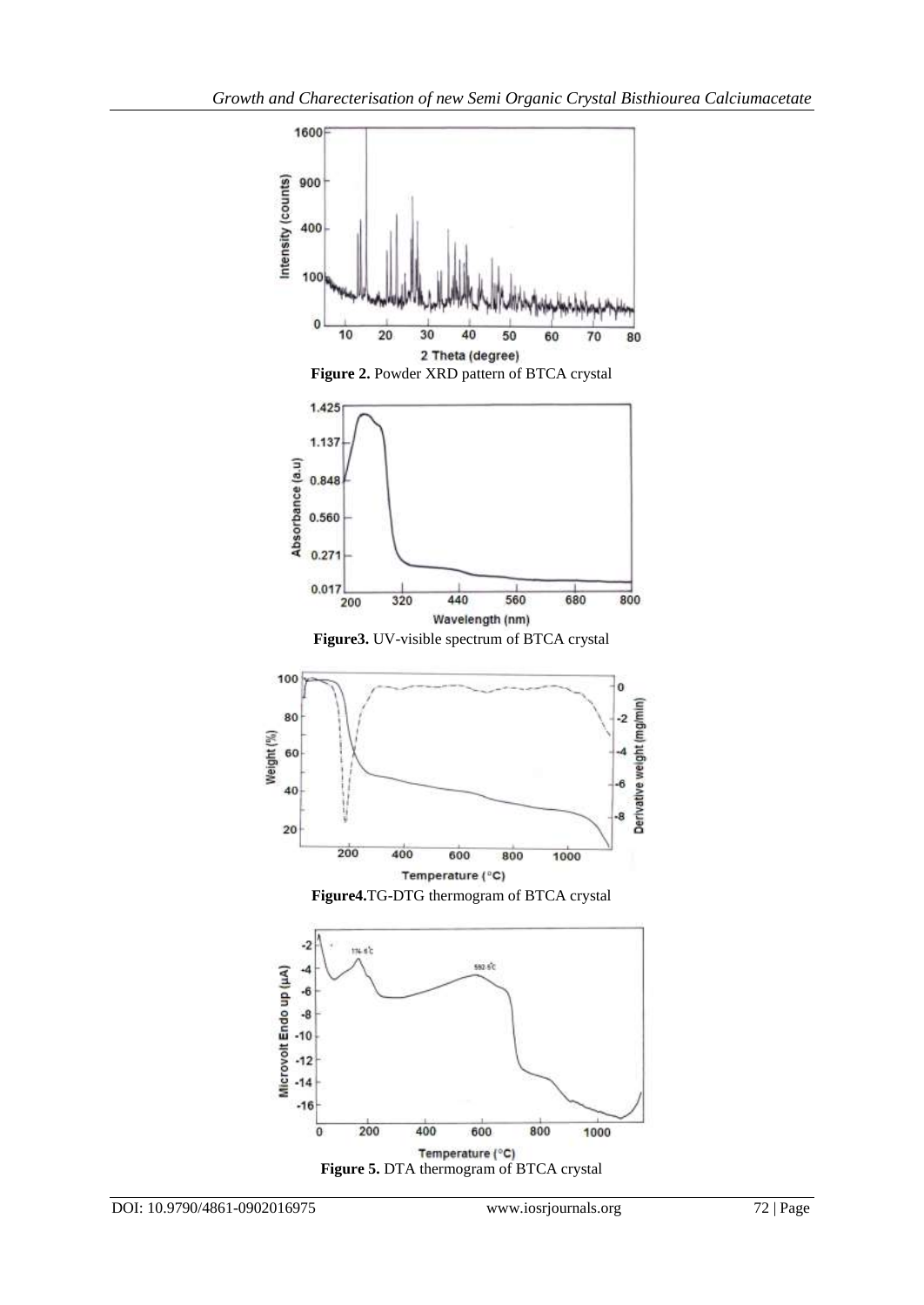**Figure 2.** Powder XRD pattern of BTCA crystal

**Figure3.** UV-visible spectrum of BTCA crystal

**Figure4.** TG-DTG thermogram of BTCA crystal

**Figure 5.** DTA thermogram of BTCA crystal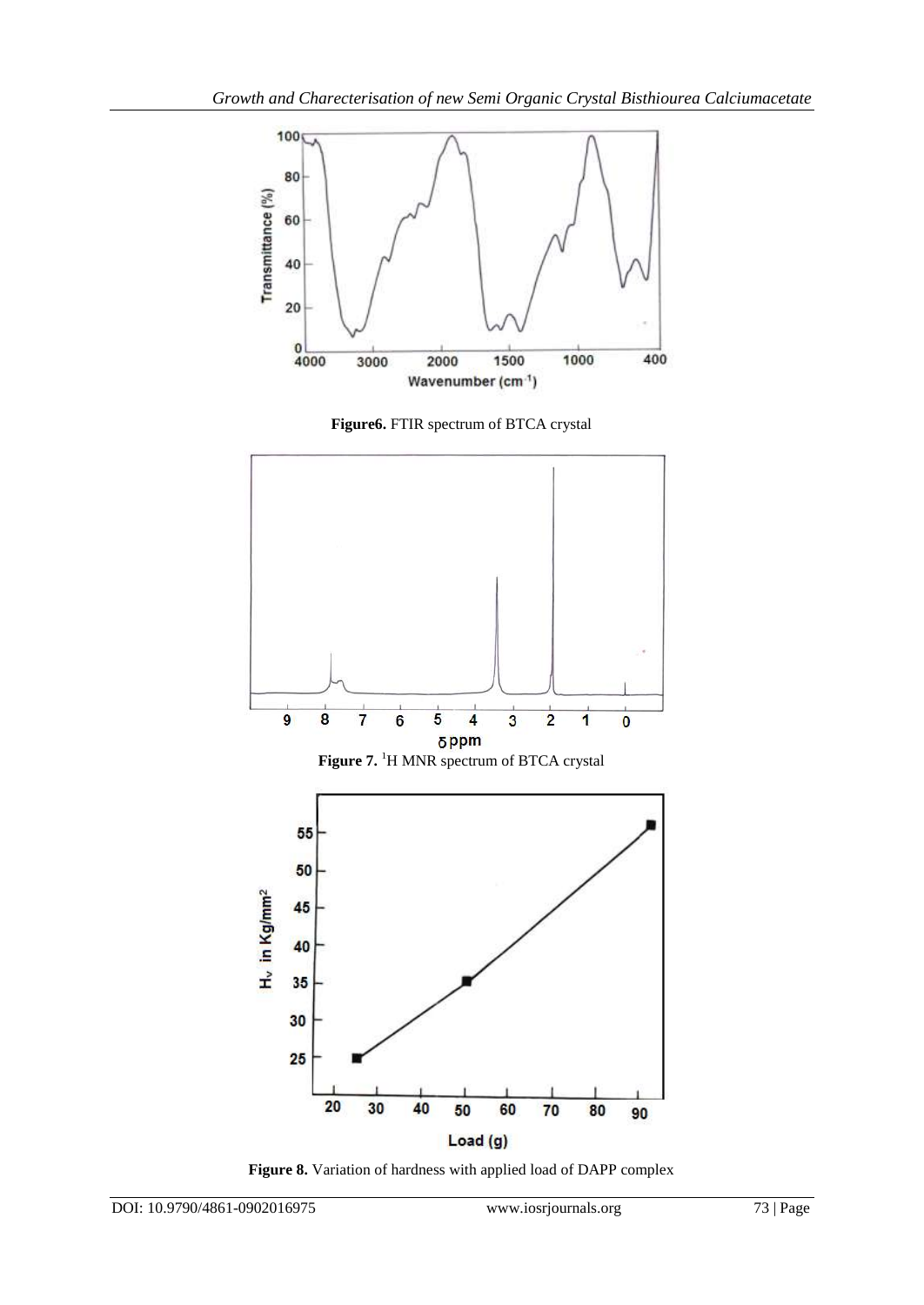**Figure6.** FTIR spectrum of BTCA crystal

**Figure 7.** [1]H MNR spectrum of BTCA crystal

**Figure 8.** Variation of hardness with applied load of DAPP complex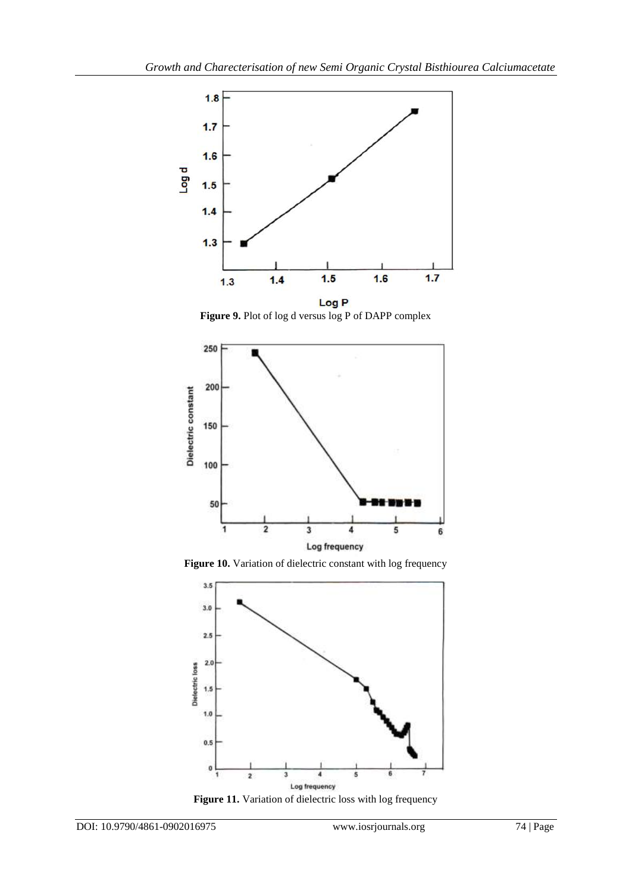**Figure 9.** Plot of log d versus log P of DAPP complex

**Figure 10.** Variation of dielectric constant with log frequency

**Figure 11.** Variation of dielectric loss with log frequency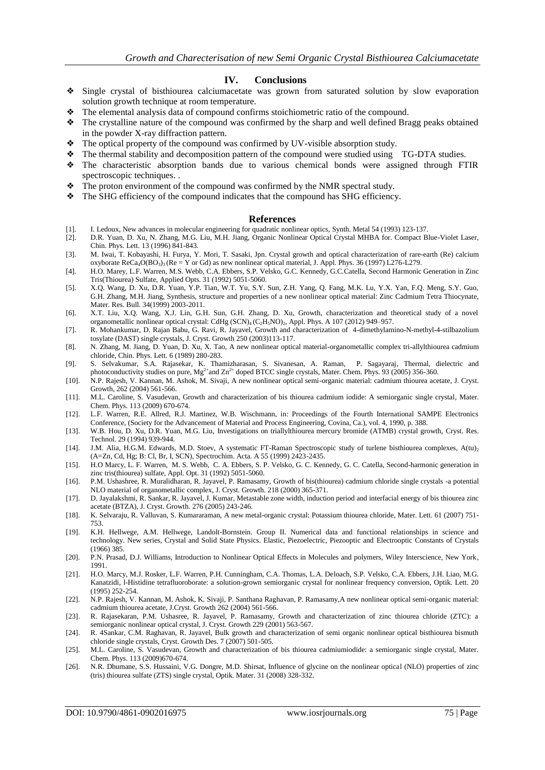## IV. Conclusions

- ❖ Single crystal of bisthiourea calciumacetate was grown from saturated solution by slow evaporation solution growth technique at room temperature.
- ❖ The elemental analysis data of compound confirms stoichiometric ratio of the compound.
- ❖ The crystalline nature of the compound was confirmed by the sharp and well defined Bragg peaks obtained in the powder X-ray diffraction pattern.
- ❖ The optical property of the compound was confirmed by UV-visible absorption study.
- ❖ The thermal stability and decomposition pattern of the compound were studied using TG-DTA studies.
- ❖ The characteristic absorption bands due to various chemical bonds were assigned through FTIR spectroscopic techniques. .
- ❖ The proton environment of the compound was confirmed by the NMR spectral study.
- ❖ The SHG efficiency of the compound indicates that the compound has SHG efficiency.

## References

[1]. I. Ledoux, New advances in molecular engineering for quadratic nonlinear optics, Synth. Metal 54 (1993) 123-137.

[2]. D.R. Yuan, D. Xu, N. Zhang, M.G. Liu, M.H. Jiang, Organic Nonlinear Optical Crystal MHBA for. Compact Blue-Violet Laser, Chin. Phys. Lett. 13 (1996) 841-843.

[3]. M. Iwai, T. Kobayashi, H. Furya, Y. Mori, T. Sasaki, Jpn. Crystal growth and optical characterization of rare-earth (Re) calcium oxyborate $ReCa_4O(BO_3)_3$ (Re = Y or Gd) as new nonlinear optical material, J. Appl. Phys. 36 (1997) L276-L279.

[4]. H.O. Marey, L.F. Warren, M.S. Webb, C.A. Ebbers, S.P. Velsko, G.C. Kennedy, G.C.Catella, Second Harmonic Generation in Zinc Tris(Thiourea) Sulfate, Applied Opts. 31 (1992) 5051-5060.

[5]. X.Q. Wang, D. Xu, D.R. Yuan, Y.P. Tian, W.T. Yu, S.Y. Sun, Z.H. Yang, Q. Fang, M.K. Lu, Y.X. Yan, F.Q. Meng, S.Y. Guo, G.H. Zhang, M.H. Jiang, Synthesis, structure and properties of a new nonlinear optical material: Zinc Cadmium Tetra Thiocynate, Mater. Res. Bull. 34(1999) 2003-2011.

[6]. X.T. Liu, X.Q. Wang, X.J. Lin, G.H. Sun, G.H. Zhang, D. Xu, Growth, characterization and theoretical study of a novel organometallic nonlinear optical crystal: $CdHg\ (SCN)_4\ (C_2H_5NO)_2$, Appl. Phys. A 107 (2012) 949–957.

[7]. R. Mohankumar, D. Rajan Babu, G. Ravi, R. Jayavel, Growth and characterization of 4-dimethylamino-N-methyl-4-stilbazolium tosylate (DAST) single crystals, J. Cryst. Growth 250 (2003)113-117.

[8]. N. Zhang, M. Jiang, D. Yuan, D. Xu, X. Tao, A new nonlinear optical material-organometallic complex tri-allylthiourea cadmium chloride, Chin. Phys. Lett. 6 (1989) 280-283.

[9]. S. Selvakumar, S.A. Rajasekar, K. Thamizharasan, S. Sivanesan, A. Raman, P. Sagayaraj, Thermal, dielectric and photoconductivity studies on pure, $Mg^{2+}$ and $Zn^{2+}$ doped BTCC single crystals, Mater. Chem. Phys. 93 (2005) 356-360.

[10]. N.P. Rajesh, V. Kannan, M. Ashok, M. Sivaji, A new nonlinear optical semi-organic material: cadmium thiourea acetate, J. Cryst. Growth, 262 (2004) 561-566.

[11]. M.L. Caroline, S. Vasudevan, Growth and characterization of bis thiourea cadmium iodide: A semiorganic single crystal, Mater. Chem. Phys. 113 (2009) 670-674.

[12]. L.F. Warren, R.E. Allred, R.J. Martinez, W.B. Wischmann, in: Proceedings of the Fourth International SAMPE Electronics Conference, (Society for the Advancement of Material and Process Engineering, Covina, Ca.), vol. 4, 1990, p. 388.

[13]. W.B. Hou, D. Xu, D.R. Yuan, M.G. Liu, Investigations on triallylthiourea mercury bromide (ATMB) crystal growth, Cryst. Res. Technol. 29 (1994) 939-944.

[14]. J.M. Alia, H.G.M. Edwards, M.D. Stoev, A systematic FT-Raman Spectroscopic study of turlene bisthiourea complexes, $A(tu)_2$ (A=Zn, Cd, Hg; B: Cl, Br, I, SCN), Spectrochim. Acta. A 55 (1999) 2423-2435.

[15]. H.O Marcy, L. F. Warren, M. S. Webb, C. A. Ebbers, S. P. Velsko, G. C. Kennedy, G. C. Catella, Second-harmonic generation in zinc tris(thiourea) sulfate, Appl. Opt. 31 (1992) 5051-5060.

[16]. P.M. Ushashree, R. Muralidharan, R. Jayavel, P. Ramasamy, Growth of bis(thiourea) cadmium chloride single crystals -a potential NLO material of organometallic complex, J. Cryst. Growth. 218 (2000) 365-371.

[17]. D. Jayalakshmi, R. Sankar, R. Jayavel, J. Kumar, Metastable zone width, induction period and interfacial energy of bis thiourea zinc acetate (BTZA), J. Cryst. Growth. 276 (2005) 243-246.

[18]. K. Selvaraju, R. Valluvan, S. Kumararaman, A new metal-organic crystal: Potassium thiourea chloride, Mater. Lett. 61 (2007) 751-753.

[19]. K.H. Hellwege, A.M. Hellwege, Landolt-Bornstein. Group II. Numerical data and functional relationships in science and technology. New series, Crystal and Solid State Physics. Elastic, Piezoelectric, Piezooptic and Electrooptic Constants of Crystals (1966) 385.

[20]. P.N. Prasad, D.J. Williams, Introduction to Nonlinear Optical Effects in Molecules and polymers, Wiley Interscience, New York, 1991.

[21]. H.O. Marcy, M.J. Rosker, L.F. Warren, P.H. Cunningham, C.A. Thomas, L.A. Deloach, S.P. Velsko, C.A. Ebbers, J.H. Liao, M.G. Kanatzidi, l-Histidine tetrafluoroborate: a solution-grown semiorganic crystal for nonlinear frequency conversion, Optik. Lett. 20 (1995) 252-254.

[22]. N.P. Rajesh, V. Kannan, M. Ashok, K. Sivaji, P. Santhana Raghavan, P. Ramasamy,A new nonlinear optical semi-organic material: cadmium thiourea acetate, J.Cryst. Growth 262 (2004) 561-566.

[23]. R. Rajasekaran, P.M. Ushasree, R. Jayavel, P. Ramasamy, Growth and characterization of zinc thiourea chloride (ZTC): a semiorganic nonlinear optical crystal, J. Cryst. Growth 229 (2001) 563-567.

[24]. R. 4Sankar, C.M. Raghavan, R. Jayavel, Bulk growth and characterization of semi organic nonlinear optical bisthiourea bismuth chloride single crystals, Cryst. Growth Des. 7 (2007) 501-505.

[25]. M.L. Caroline, S. Vasudevan, Growth and characterization of bis thiourea cadmiumiodide: a semiorganic single crystal, Mater. Chem. Phys. 113 (2009)670-674.

[26]. N.R. Dhumane, S.S. Hussaini, V.G. Dongre, M.D. Shirsat, Influence of glycine on the nonlinear optical (NLO) properties of zinc (tris) thiourea sulfate (ZTS) single crystal, Optik. Mater. 31 (2008) 328-332.